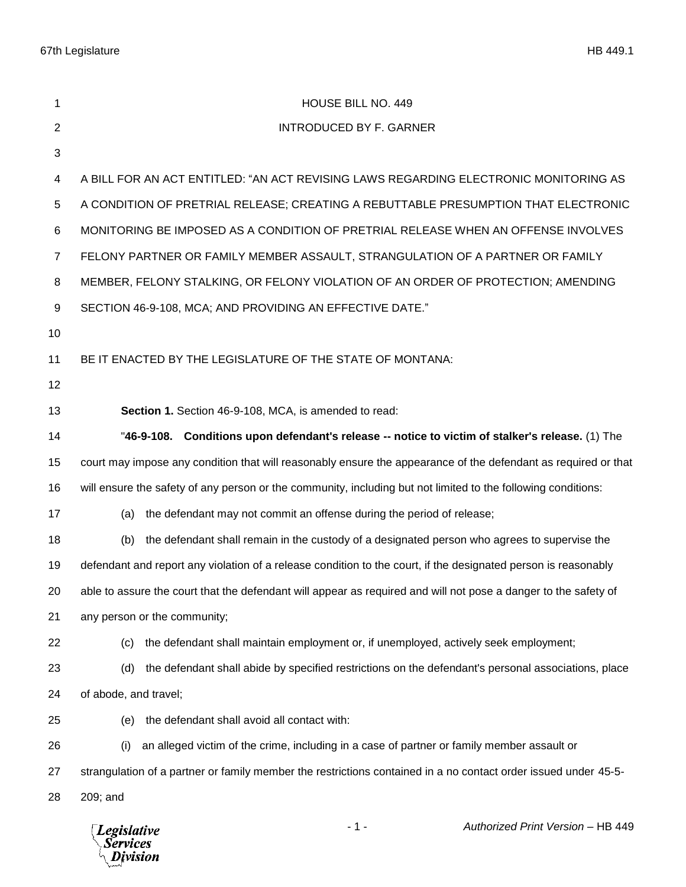HOUSE BILL NO. 449

INTRODUCED BY F. GARNER

A BILL FOR AN ACT ENTITLED: "AN ACT REVISING LAWS REGARDING ELECTRONIC MONITORING AS A CONDITION OF PRETRIAL RELEASE; CREATING A REBUTTABLE PRESUMPTION THAT ELECTRONIC MONITORING BE IMPOSED AS A CONDITION OF PRETRIAL RELEASE WHEN AN OFFENSE INVOLVES FELONY PARTNER OR FAMILY MEMBER ASSAULT, STRANGULATION OF A PARTNER OR FAMILY MEMBER, FELONY STALKING, OR FELONY VIOLATION OF AN ORDER OF PROTECTION; AMENDING SECTION 46-9-108, MCA; AND PROVIDING AN EFFECTIVE DATE."

BE IT ENACTED BY THE LEGISLATURE OF THE STATE OF MONTANA:

**Section 1.** Section 46-9-108, MCA, is amended to read:

"**46-9-108. Conditions upon defendant's release -- notice to victim of stalker's release.** (1) The court may impose any condition that will reasonably ensure the appearance of the defendant as required or that will ensure the safety of any person or the community, including but not limited to the following conditions:

(a) the defendant may not commit an offense during the period of release;

(b) the defendant shall remain in the custody of a designated person who agrees to supervise the defendant and report any violation of a release condition to the court, if the designated person is reasonably able to assure the court that the defendant will appear as required and will not pose a danger to the safety of any person or the community;

(c) the defendant shall maintain employment or, if unemployed, actively seek employment;

(d) the defendant shall abide by specified restrictions on the defendant's personal associations, place of abode, and travel;

(e) the defendant shall avoid all contact with:

(i) an alleged victim of the crime, including in a case of partner or family member assault or strangulation of a partner or family member the restrictions contained in a no contact order issued under 45-5-209; and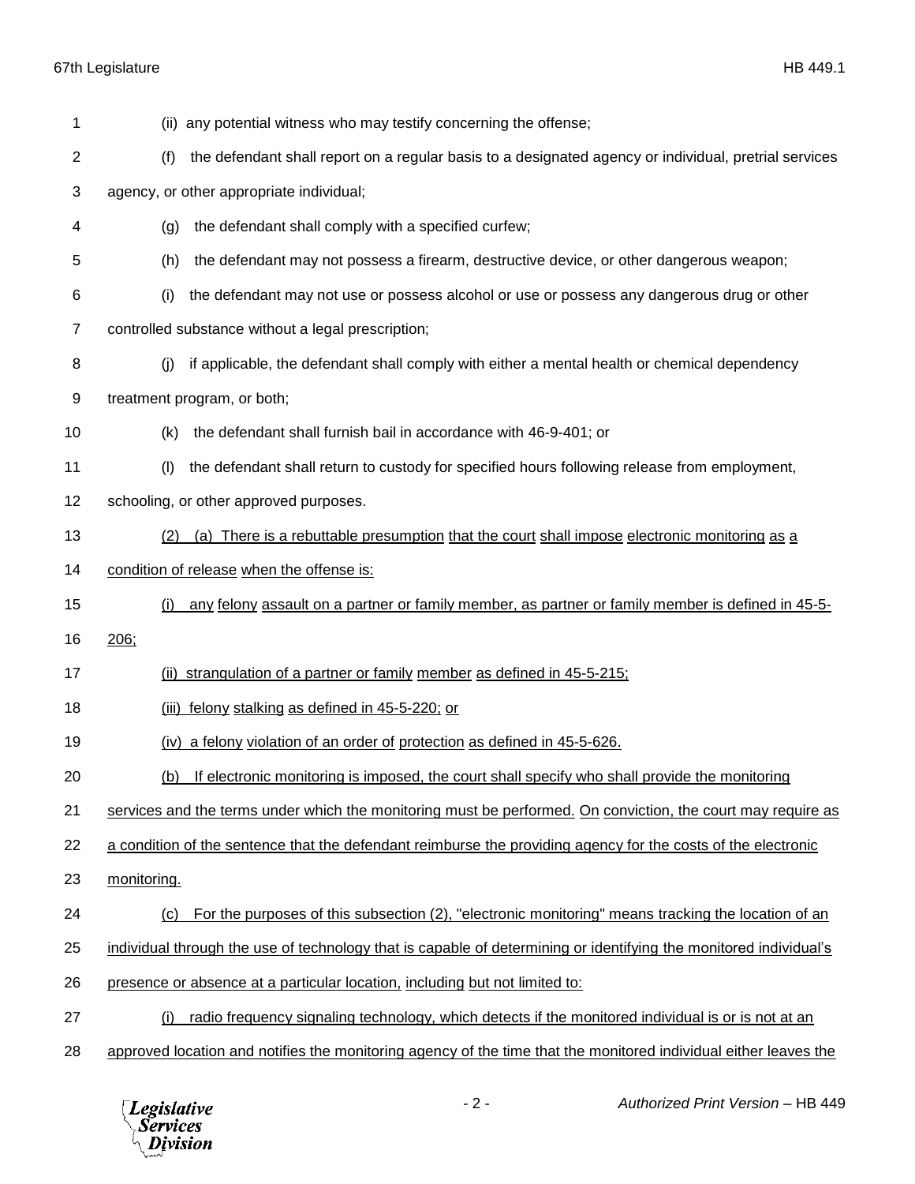(ii) any potential witness who may testify concerning the offense;

(f) the defendant shall report on a regular basis to a designated agency or individual, pretrial services agency, or other appropriate individual;

(g) the defendant shall comply with a specified curfew;

(h) the defendant may not possess a firearm, destructive device, or other dangerous weapon;

(i) the defendant may not use or possess alcohol or use or possess any dangerous drug or other controlled substance without a legal prescription;

(j) if applicable, the defendant shall comply with either a mental health or chemical dependency treatment program, or both;

(k) the defendant shall furnish bail in accordance with 46-9-401; or

(l) the defendant shall return to custody for specified hours following release from employment, schooling, or other approved purposes.

(2) (a) There is a rebuttable presumption that the court shall impose electronic monitoring as a condition of release when the offense is:

(i) any felony assault on a partner or family member, as partner or family member is defined in 45-5-206;

(ii) strangulation of a partner or family member as defined in 45-5-215;

(iii) felony stalking as defined in 45-5-220; or

(iv) a felony violation of an order of protection as defined in 45-5-626.

(b) If electronic monitoring is imposed, the court shall specify who shall provide the monitoring services and the terms under which the monitoring must be performed. On conviction, the court may require as a condition of the sentence that the defendant reimburse the providing agency for the costs of the electronic monitoring.

(c) For the purposes of this subsection (2), "electronic monitoring" means tracking the location of an individual through the use of technology that is capable of determining or identifying the monitored individual's presence or absence at a particular location, including but not limited to:

(i) radio frequency signaling technology, which detects if the monitored individual is or is not at an approved location and notifies the monitoring agency of the time that the monitored individual either leaves the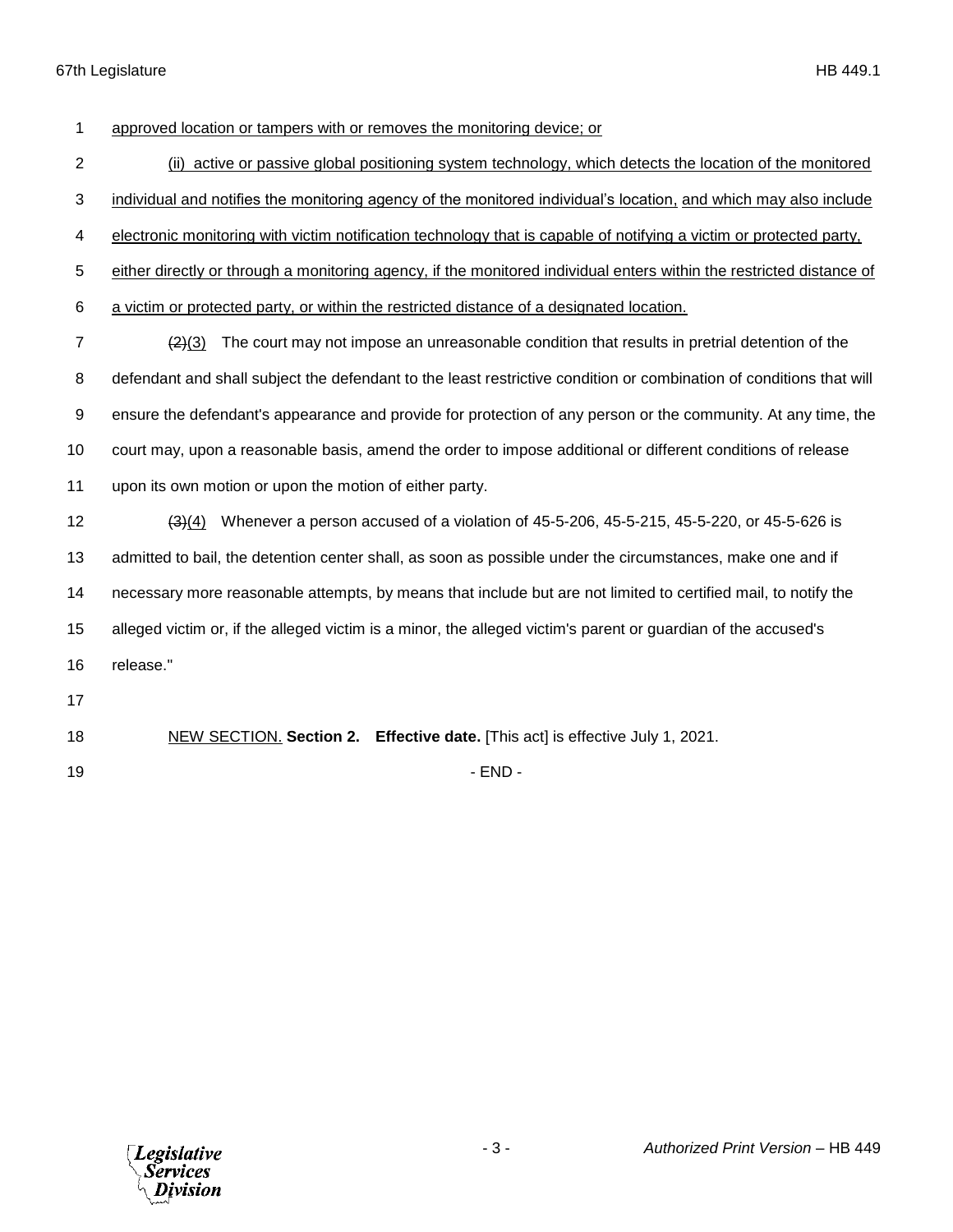approved location or tampers with or removes the monitoring device; or

(ii) active or passive global positioning system technology, which detects the location of the monitored individual and notifies the monitoring agency of the monitored individual's location, and which may also include electronic monitoring with victim notification technology that is capable of notifying a victim or protected party, either directly or through a monitoring agency, if the monitored individual enters within the restricted distance of a victim or protected party, or within the restricted distance of a designated location.

~~(2)~~(3) The court may not impose an unreasonable condition that results in pretrial detention of the defendant and shall subject the defendant to the least restrictive condition or combination of conditions that will ensure the defendant's appearance and provide for protection of any person or the community. At any time, the court may, upon a reasonable basis, amend the order to impose additional or different conditions of release upon its own motion or upon the motion of either party.

~~(3)~~(4) Whenever a person accused of a violation of 45-5-206, 45-5-215, 45-5-220, or 45-5-626 is admitted to bail, the detention center shall, as soon as possible under the circumstances, make one and if necessary more reasonable attempts, by means that include but are not limited to certified mail, to notify the alleged victim or, if the alleged victim is a minor, the alleged victim's parent or guardian of the accused's release."

NEW SECTION. **Section 2. Effective date.** [This act] is effective July 1, 2021.

- END -